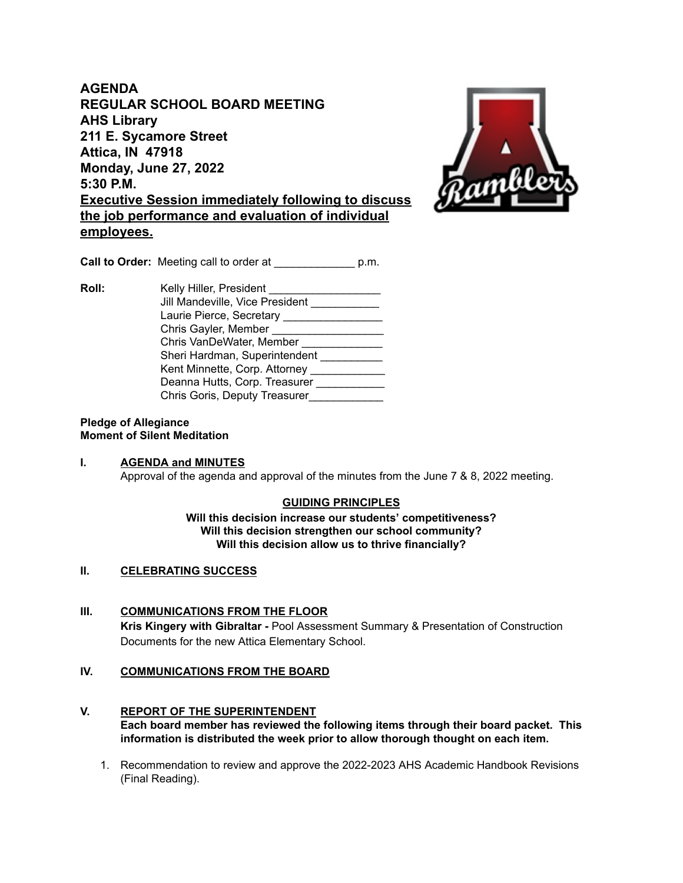**AGENDA**
**REGULAR SCHOOL BOARD MEETING**
**AHS Library**
**211 E. Sycamore Street**
**Attica, IN 47918**
**Monday, June 27, 2022**
**5:30 P.M.**
**Executive Session immediately following to discuss the job performance and evaluation of individual employees.**

**Call to Order:** Meeting call to order at _____________ p.m.

**Roll:**
- Kelly Hiller, President __________________
- Jill Mandeville, Vice President ___________
- Laurie Pierce, Secretary ________________
- Chris Gayler, Member __________________
- Chris VanDeWater, Member _____________
- Sheri Hardman, Superintendent __________
- Kent Minnette, Corp. Attorney ____________
- Deanna Hutts, Corp. Treasurer ___________
- Chris Goris, Deputy Treasurer____________

**Pledge of Allegiance**
**Moment of Silent Meditation**

**I. AGENDA and MINUTES**
Approval of the agenda and approval of the minutes from the June 7 & 8, 2022 meeting.

**GUIDING PRINCIPLES**
**Will this decision increase our students' competitiveness?**
**Will this decision strengthen our school community?**
**Will this decision allow us to thrive financially?**

**II. CELEBRATING SUCCESS**

**III. COMMUNICATIONS FROM THE FLOOR**
**Kris Kingery with Gibraltar -** Pool Assessment Summary & Presentation of Construction Documents for the new Attica Elementary School.

**IV. COMMUNICATIONS FROM THE BOARD**

**V. REPORT OF THE SUPERINTENDENT**
**Each board member has reviewed the following items through their board packet. This information is distributed the week prior to allow thorough thought on each item.**

1. Recommendation to review and approve the 2022-2023 AHS Academic Handbook Revisions (Final Reading).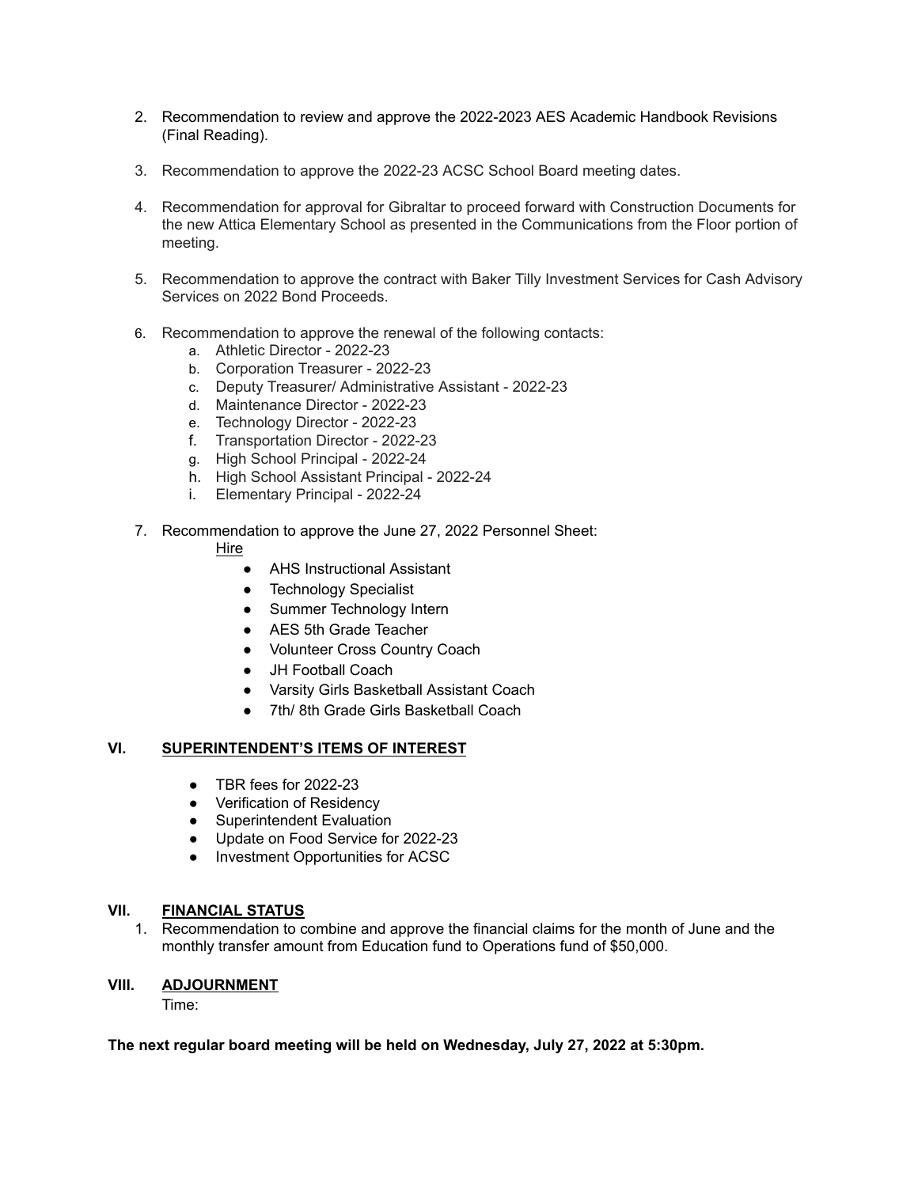2. Recommendation to review and approve the 2022-2023 AES Academic Handbook Revisions (Final Reading).

3. Recommendation to approve the 2022-23 ACSC School Board meeting dates.

4. Recommendation for approval for Gibraltar to proceed forward with Construction Documents for the new Attica Elementary School as presented in the Communications from the Floor portion of meeting.

5. Recommendation to approve the contract with Baker Tilly Investment Services for Cash Advisory Services on 2022 Bond Proceeds.

6. Recommendation to approve the renewal of the following contacts:
   a. Athletic Director - 2022-23
   b. Corporation Treasurer - 2022-23
   c. Deputy Treasurer/ Administrative Assistant - 2022-23
   d. Maintenance Director - 2022-23
   e. Technology Director - 2022-23
   f. Transportation Director - 2022-23
   g. High School Principal - 2022-24
   h. High School Assistant Principal - 2022-24
   i. Elementary Principal - 2022-24

7. Recommendation to approve the June 27, 2022 Personnel Sheet:

   Hire
   - AHS Instructional Assistant
   - Technology Specialist
   - Summer Technology Intern
   - AES 5th Grade Teacher
   - Volunteer Cross Country Coach
   - JH Football Coach
   - Varsity Girls Basketball Assistant Coach
   - 7th/ 8th Grade Girls Basketball Coach

## VI. SUPERINTENDENT'S ITEMS OF INTEREST

- TBR fees for 2022-23
- Verification of Residency
- Superintendent Evaluation
- Update on Food Service for 2022-23
- Investment Opportunities for ACSC

## VII. FINANCIAL STATUS

1. Recommendation to combine and approve the financial claims for the month of June and the monthly transfer amount from Education fund to Operations fund of $50,000.

## VIII. ADJOURNMENT

Time:

**The next regular board meeting will be held on Wednesday, July 27, 2022 at 5:30pm.**